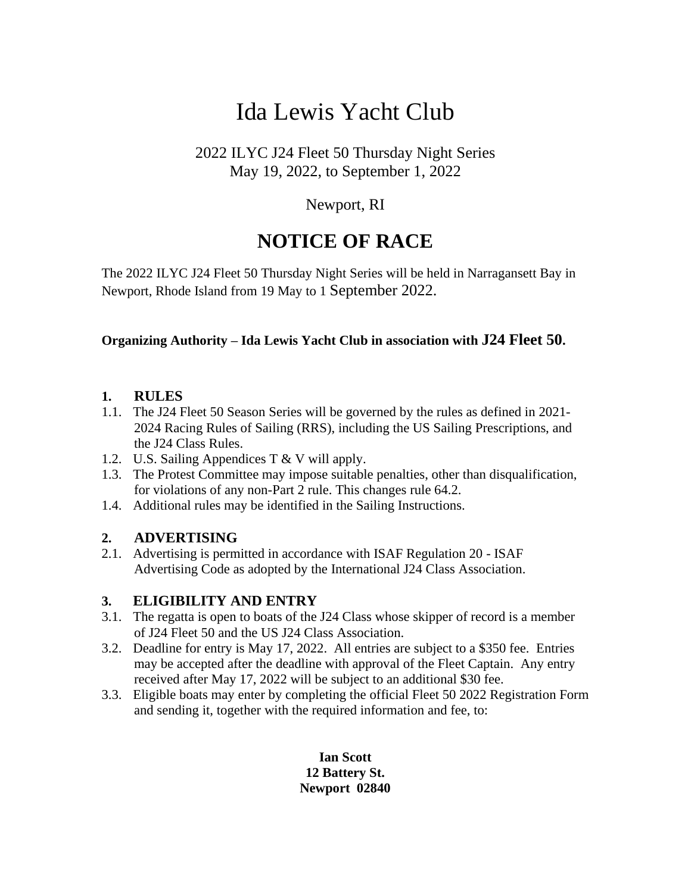# Ida Lewis Yacht Club

2022 ILYC J24 Fleet 50 Thursday Night Series
May 19, 2022, to September 1, 2022

Newport, RI

# NOTICE OF RACE

The 2022 ILYC J24 Fleet 50 Thursday Night Series will be held in Narragansett Bay in Newport, Rhode Island from 19 May to 1 September 2022.

**Organizing Authority – Ida Lewis Yacht Club in association with J24 Fleet 50.**

## 1. RULES

1.1. The J24 Fleet 50 Season Series will be governed by the rules as defined in 2021-2024 Racing Rules of Sailing (RRS), including the US Sailing Prescriptions, and the J24 Class Rules.

1.2. U.S. Sailing Appendices T & V will apply.

1.3. The Protest Committee may impose suitable penalties, other than disqualification, for violations of any non-Part 2 rule. This changes rule 64.2.

1.4. Additional rules may be identified in the Sailing Instructions.

## 2. ADVERTISING

2.1. Advertising is permitted in accordance with ISAF Regulation 20 - ISAF Advertising Code as adopted by the International J24 Class Association.

## 3. ELIGIBILITY AND ENTRY

3.1. The regatta is open to boats of the J24 Class whose skipper of record is a member of J24 Fleet 50 and the US J24 Class Association.

3.2. Deadline for entry is May 17, 2022. All entries are subject to a $350 fee. Entries may be accepted after the deadline with approval of the Fleet Captain. Any entry received after May 17, 2022 will be subject to an additional $30 fee.

3.3. Eligible boats may enter by completing the official Fleet 50 2022 Registration Form and sending it, together with the required information and fee, to:

**Ian Scott**
**12 Battery St.**
**Newport 02840**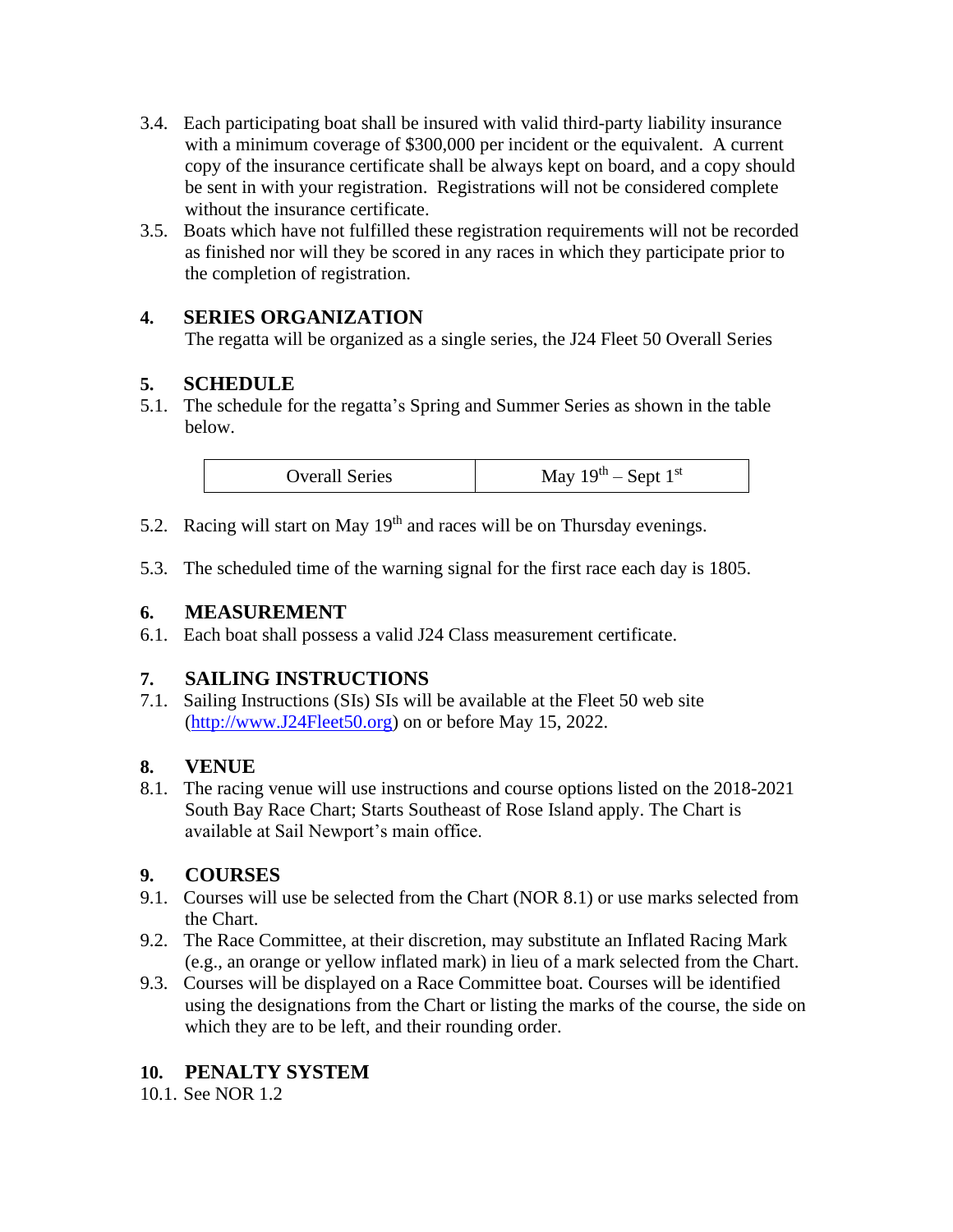3.4. Each participating boat shall be insured with valid third-party liability insurance with a minimum coverage of $300,000 per incident or the equivalent. A current copy of the insurance certificate shall be always kept on board, and a copy should be sent in with your registration. Registrations will not be considered complete without the insurance certificate.

3.5. Boats which have not fulfilled these registration requirements will not be recorded as finished nor will they be scored in any races in which they participate prior to the completion of registration.

## 4. SERIES ORGANIZATION

The regatta will be organized as a single series, the J24 Fleet 50 Overall Series

## 5. SCHEDULE

5.1. The schedule for the regatta's Spring and Summer Series as shown in the table below.

| Overall Series | May 19th – Sept 1st |
|---|---|

5.2. Racing will start on May 19th and races will be on Thursday evenings.

5.3. The scheduled time of the warning signal for the first race each day is 1805.

## 6. MEASUREMENT

6.1. Each boat shall possess a valid J24 Class measurement certificate.

## 7. SAILING INSTRUCTIONS

7.1. Sailing Instructions (SIs) SIs will be available at the Fleet 50 web site ([http://www.J24Fleet50.org](http://www.J24Fleet50.org)) on or before May 15, 2022.

## 8. VENUE

8.1. The racing venue will use instructions and course options listed on the 2018-2021 South Bay Race Chart; Starts Southeast of Rose Island apply. The Chart is available at Sail Newport's main office.

## 9. COURSES

9.1. Courses will use be selected from the Chart (NOR 8.1) or use marks selected from the Chart.

9.2. The Race Committee, at their discretion, may substitute an Inflated Racing Mark (e.g., an orange or yellow inflated mark) in lieu of a mark selected from the Chart.

9.3. Courses will be displayed on a Race Committee boat. Courses will be identified using the designations from the Chart or listing the marks of the course, the side on which they are to be left, and their rounding order.

## 10. PENALTY SYSTEM

10.1. See NOR 1.2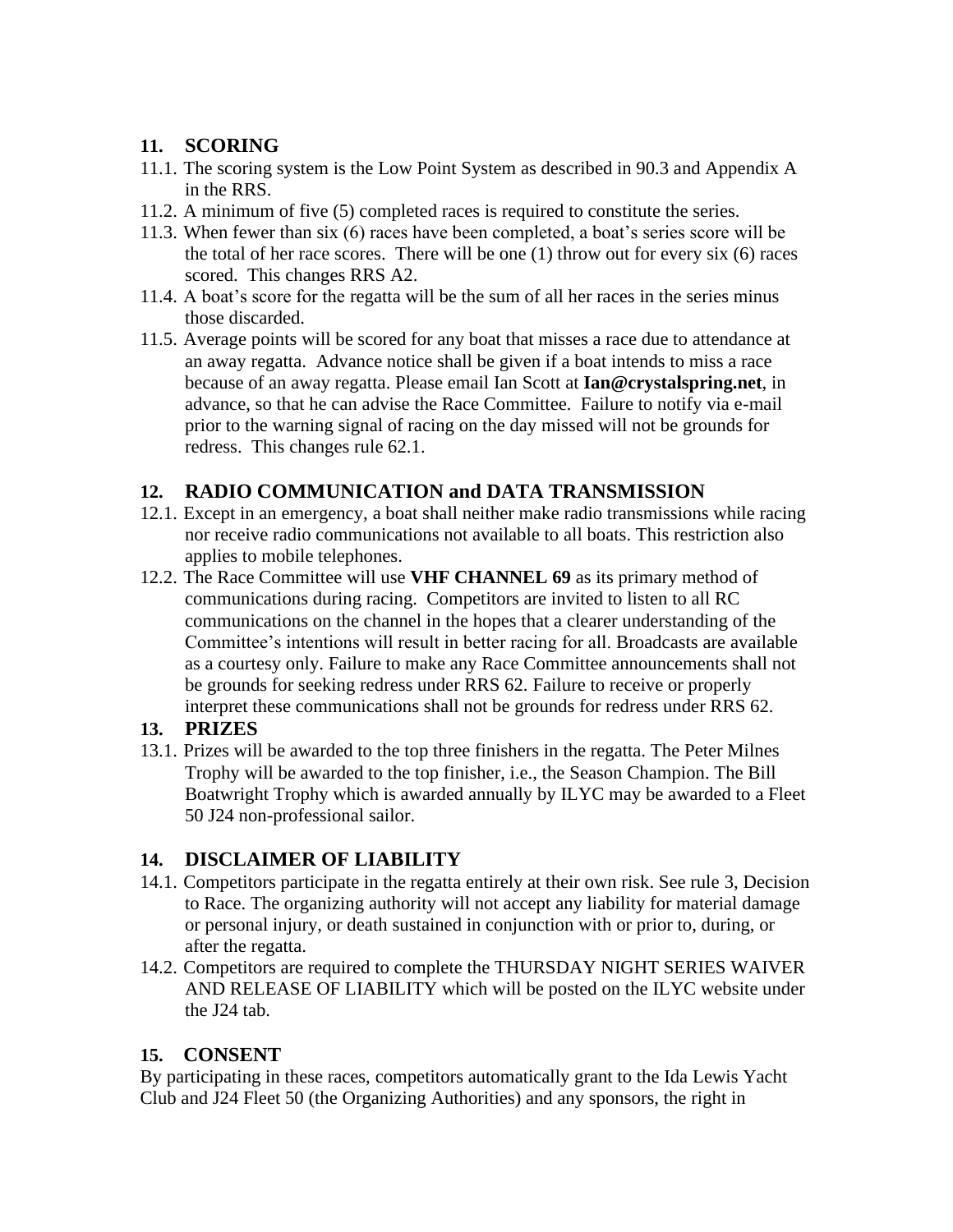## 11. SCORING

11.1. The scoring system is the Low Point System as described in 90.3 and Appendix A in the RRS.

11.2. A minimum of five (5) completed races is required to constitute the series.

11.3. When fewer than six (6) races have been completed, a boat's series score will be the total of her race scores. There will be one (1) throw out for every six (6) races scored. This changes RRS A2.

11.4. A boat's score for the regatta will be the sum of all her races in the series minus those discarded.

11.5. Average points will be scored for any boat that misses a race due to attendance at an away regatta. Advance notice shall be given if a boat intends to miss a race because of an away regatta. Please email Ian Scott at **Ian@crystalspring.net**, in advance, so that he can advise the Race Committee. Failure to notify via e-mail prior to the warning signal of racing on the day missed will not be grounds for redress. This changes rule 62.1.

## 12. RADIO COMMUNICATION and DATA TRANSMISSION

12.1. Except in an emergency, a boat shall neither make radio transmissions while racing nor receive radio communications not available to all boats. This restriction also applies to mobile telephones.

12.2. The Race Committee will use **VHF CHANNEL 69** as its primary method of communications during racing. Competitors are invited to listen to all RC communications on the channel in the hopes that a clearer understanding of the Committee's intentions will result in better racing for all. Broadcasts are available as a courtesy only. Failure to make any Race Committee announcements shall not be grounds for seeking redress under RRS 62. Failure to receive or properly interpret these communications shall not be grounds for redress under RRS 62.

## 13. PRIZES

13.1. Prizes will be awarded to the top three finishers in the regatta. The Peter Milnes Trophy will be awarded to the top finisher, i.e., the Season Champion. The Bill Boatwright Trophy which is awarded annually by ILYC may be awarded to a Fleet 50 J24 non-professional sailor.

## 14. DISCLAIMER OF LIABILITY

14.1. Competitors participate in the regatta entirely at their own risk. See rule 3, Decision to Race. The organizing authority will not accept any liability for material damage or personal injury, or death sustained in conjunction with or prior to, during, or after the regatta.

14.2. Competitors are required to complete the THURSDAY NIGHT SERIES WAIVER AND RELEASE OF LIABILITY which will be posted on the ILYC website under the J24 tab.

## 15. CONSENT

By participating in these races, competitors automatically grant to the Ida Lewis Yacht Club and J24 Fleet 50 (the Organizing Authorities) and any sponsors, the right in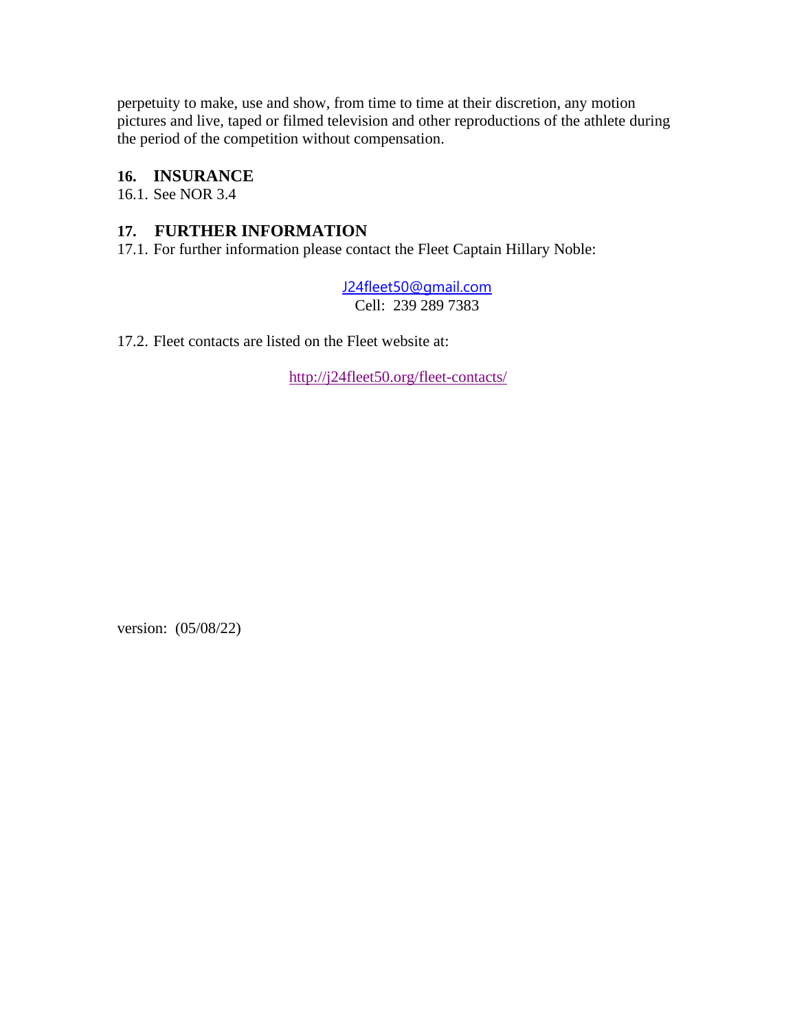perpetuity to make, use and show, from time to time at their discretion, any motion pictures and live, taped or filmed television and other reproductions of the athlete during the period of the competition without compensation.

## 16. INSURANCE

16.1. See NOR 3.4

## 17. FURTHER INFORMATION

17.1. For further information please contact the Fleet Captain Hillary Noble:

J24fleet50@gmail.com
Cell: 239 289 7383

17.2. Fleet contacts are listed on the Fleet website at:

http://j24fleet50.org/fleet-contacts/

version: (05/08/22)